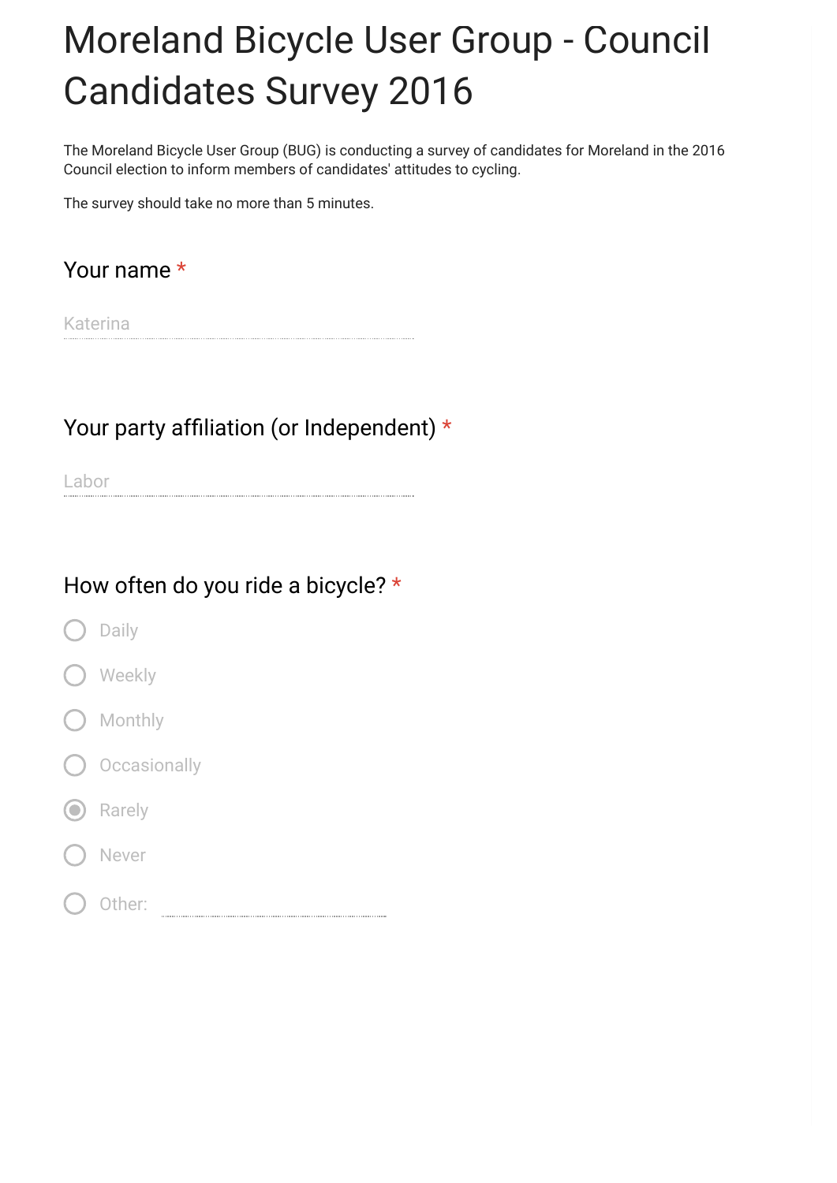# Moreland Bicycle User Group - Council Candidates Survey 2016

The Moreland Bicycle User Group (BUG) is conducting a survey of candidates for Moreland in the 2016 Council election to inform members of candidates' attitudes to cycling.

The survey should take no more than 5 minutes.

### Your name *

Katerina

### Your party affiliation (or Independent) *

Labor

### How often do you ride a bicycle? *

- ( ) Daily
- ( ) Weekly
- ( ) Monthly
- ( ) Occasionally
- (x) Rarely
- ( ) Never
- ( ) Other: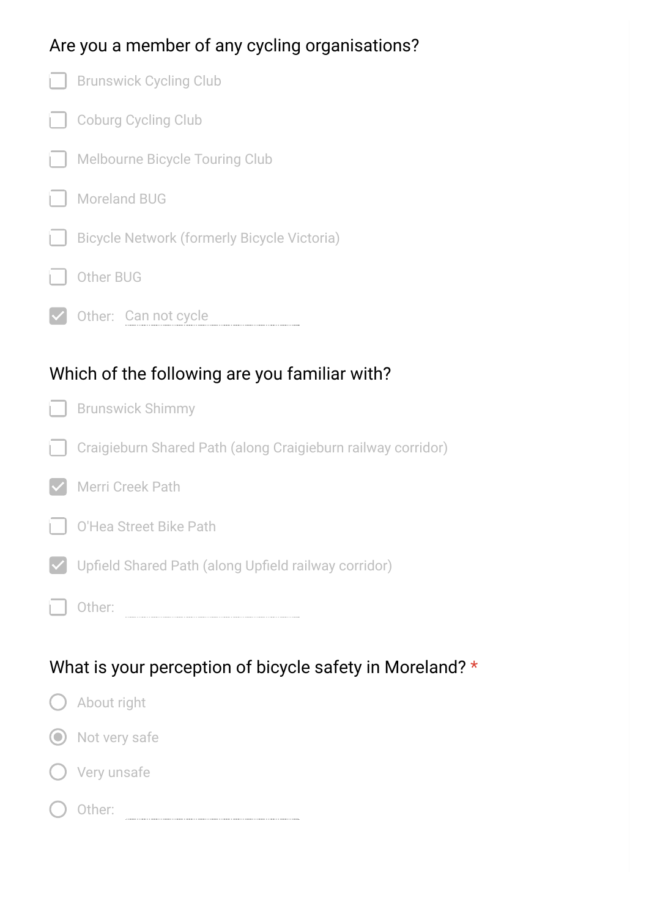### Are you a member of any cycling organisations?

- [ ] Brunswick Cycling Club
- [ ] Coburg Cycling Club
- [ ] Melbourne Bicycle Touring Club
- [ ] Moreland BUG
- [ ] Bicycle Network (formerly Bicycle Victoria)
- [ ] Other BUG
- [x] Other: Can not cycle

### Which of the following are you familiar with?

- [ ] Brunswick Shimmy
- [ ] Craigieburn Shared Path (along Craigieburn railway corridor)
- [x] Merri Creek Path
- [ ] O'Hea Street Bike Path
- [x] Upfield Shared Path (along Upfield railway corridor)
- [ ] Other:

### What is your perception of bicycle safety in Moreland? *

- ( ) About right
- (•) Not very safe
- ( ) Very unsafe
- ( ) Other: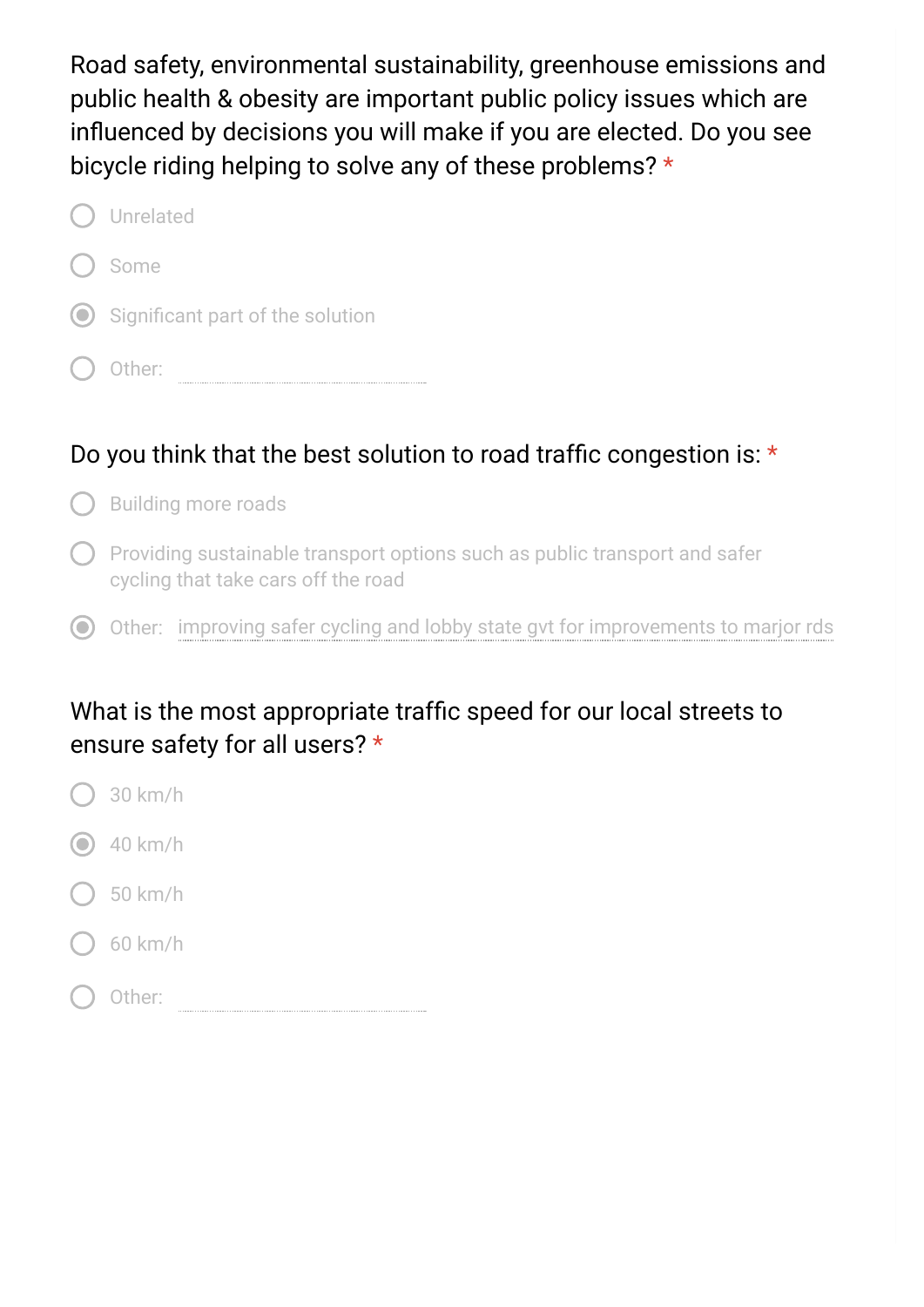Road safety, environmental sustainability, greenhouse emissions and public health & obesity are important public policy issues which are influenced by decisions you will make if you are elected. Do you see bicycle riding helping to solve any of these problems? *

- ○ Unrelated
- ○ Some
- ◉ Significant part of the solution
- ○ Other:

Do you think that the best solution to road traffic congestion is: *

- ○ Building more roads
- ○ Providing sustainable transport options such as public transport and safer cycling that take cars off the road
- ◉ Other: improving safer cycling and lobby state gvt for improvements to marjor rds

What is the most appropriate traffic speed for our local streets to ensure safety for all users? *

- ○ 30 km/h
- ◉ 40 km/h
- ○ 50 km/h
- ○ 60 km/h
- ○ Other: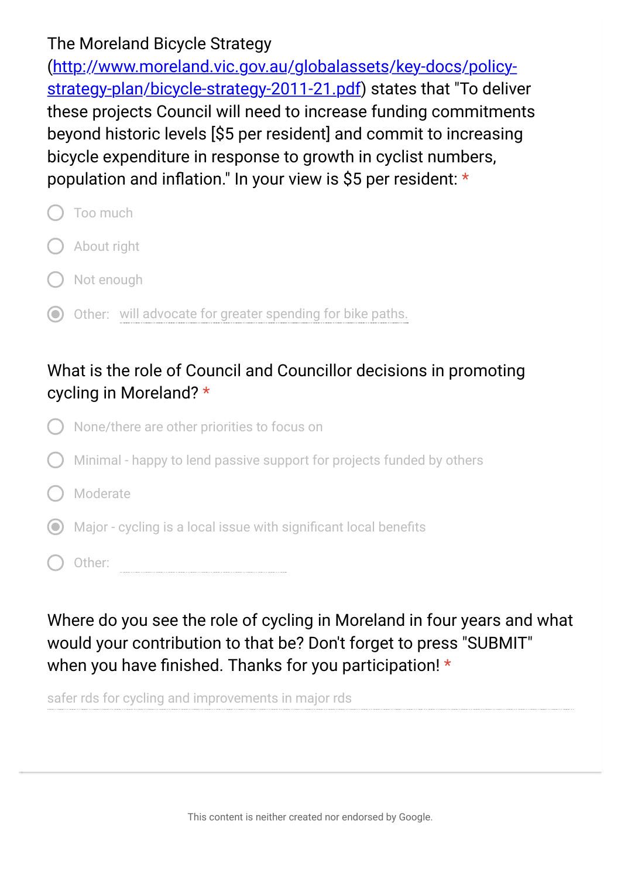The Moreland Bicycle Strategy (http://www.moreland.vic.gov.au/globalassets/key-docs/policy-strategy-plan/bicycle-strategy-2011-21.pdf) states that "To deliver these projects Council will need to increase funding commitments beyond historic levels [$5 per resident] and commit to increasing bicycle expenditure in response to growth in cyclist numbers, population and inflation." In your view is $5 per resident: *

- ○ Too much
- ○ About right
- ○ Not enough
- ◉ Other: will advocate for greater spending for bike paths.

What is the role of Council and Councillor decisions in promoting cycling in Moreland? *

- ○ None/there are other priorities to focus on
- ○ Minimal - happy to lend passive support for projects funded by others
- ○ Moderate
- ◉ Major - cycling is a local issue with significant local benefits
- ○ Other:

Where do you see the role of cycling in Moreland in four years and what would your contribution to that be? Don't forget to press "SUBMIT" when you have finished. Thanks for you participation! *

safer rds for cycling and improvements in major rds

This content is neither created nor endorsed by Google.